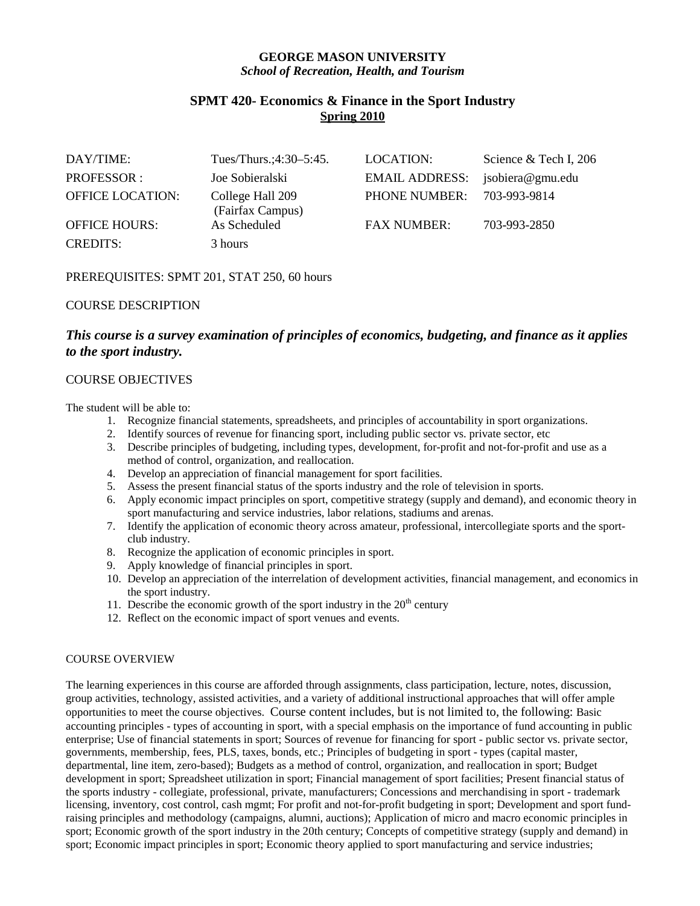**GEORGE MASON UNIVERSITY**
***School of Recreation, Health, and Tourism***

# SPMT 420- Economics & Finance in the Sport Industry

**Spring 2010**

| | | | |
|---|---|---|---|
| DAY/TIME: | Tues/Thurs.;4:30–5:45. | LOCATION: | Science & Tech I, 206 |
| PROFESSOR : | Joe Sobieralski | EMAIL ADDRESS: | jsobiera@gmu.edu |
| OFFICE LOCATION: | College Hall 209 (Fairfax Campus) | PHONE NUMBER: | 703-993-9814 |
| OFFICE HOURS: | As Scheduled | FAX NUMBER: | 703-993-2850 |
| CREDITS: | 3 hours | | |

PREREQUISITES: SPMT 201, STAT 250, 60 hours

COURSE DESCRIPTION

***This course is a survey examination of principles of economics, budgeting, and finance as it applies to the sport industry.***

COURSE OBJECTIVES

The student will be able to:

1. Recognize financial statements, spreadsheets, and principles of accountability in sport organizations.
2. Identify sources of revenue for financing sport, including public sector vs. private sector, etc
3. Describe principles of budgeting, including types, development, for-profit and not-for-profit and use as a method of control, organization, and reallocation.
4. Develop an appreciation of financial management for sport facilities.
5. Assess the present financial status of the sports industry and the role of television in sports.
6. Apply economic impact principles on sport, competitive strategy (supply and demand), and economic theory in sport manufacturing and service industries, labor relations, stadiums and arenas.
7. Identify the application of economic theory across amateur, professional, intercollegiate sports and the sport-club industry.
8. Recognize the application of economic principles in sport.
9. Apply knowledge of financial principles in sport.
10. Develop an appreciation of the interrelation of development activities, financial management, and economics in the sport industry.
11. Describe the economic growth of the sport industry in the 20th century
12. Reflect on the economic impact of sport venues and events.

COURSE OVERVIEW

The learning experiences in this course are afforded through assignments, class participation, lecture, notes, discussion, group activities, technology, assisted activities, and a variety of additional instructional approaches that will offer ample opportunities to meet the course objectives. Course content includes, but is not limited to, the following: Basic accounting principles - types of accounting in sport, with a special emphasis on the importance of fund accounting in public enterprise; Use of financial statements in sport; Sources of revenue for financing for sport - public sector vs. private sector, governments, membership, fees, PLS, taxes, bonds, etc.; Principles of budgeting in sport - types (capital master, departmental, line item, zero-based); Budgets as a method of control, organization, and reallocation in sport; Budget development in sport; Spreadsheet utilization in sport; Financial management of sport facilities; Present financial status of the sports industry - collegiate, professional, private, manufacturers; Concessions and merchandising in sport - trademark licensing, inventory, cost control, cash mgmt; For profit and not-for-profit budgeting in sport; Development and sport fund-raising principles and methodology (campaigns, alumni, auctions); Application of micro and macro economic principles in sport; Economic growth of the sport industry in the 20th century; Concepts of competitive strategy (supply and demand) in sport; Economic impact principles in sport; Economic theory applied to sport manufacturing and service industries;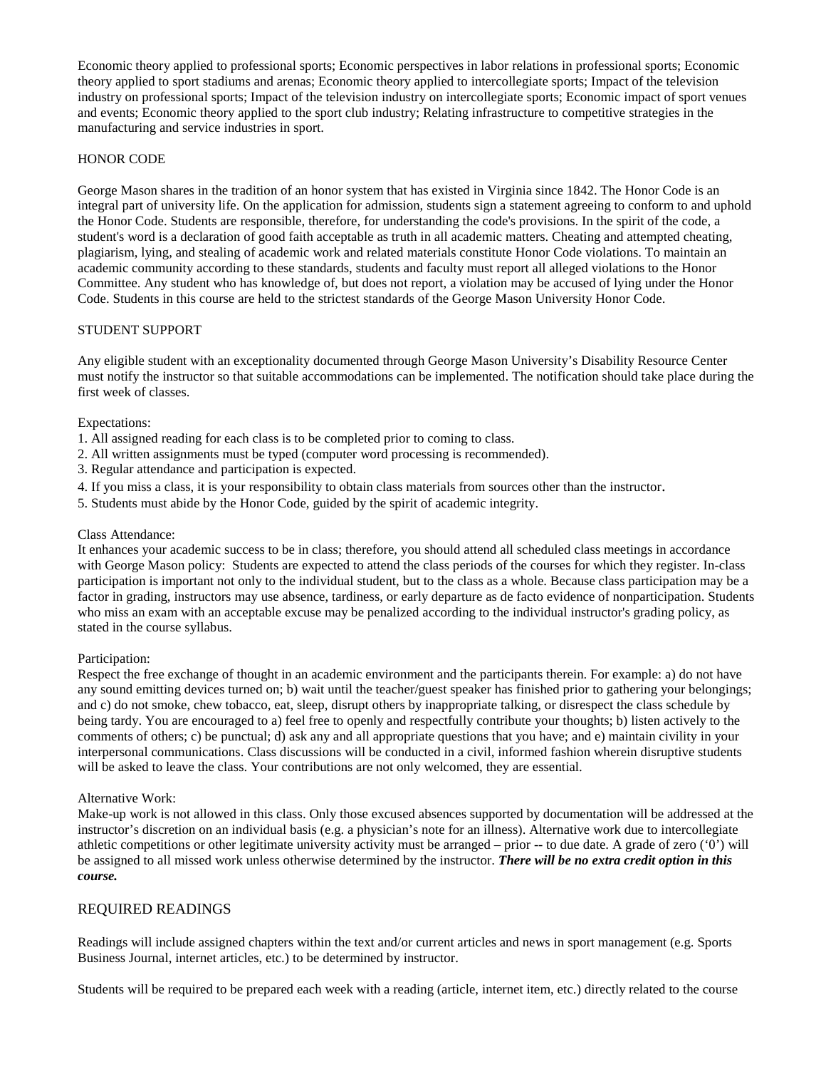Economic theory applied to professional sports; Economic perspectives in labor relations in professional sports; Economic theory applied to sport stadiums and arenas; Economic theory applied to intercollegiate sports; Impact of the television industry on professional sports; Impact of the television industry on intercollegiate sports; Economic impact of sport venues and events; Economic theory applied to the sport club industry; Relating infrastructure to competitive strategies in the manufacturing and service industries in sport.

## HONOR CODE

George Mason shares in the tradition of an honor system that has existed in Virginia since 1842. The Honor Code is an integral part of university life. On the application for admission, students sign a statement agreeing to conform to and uphold the Honor Code. Students are responsible, therefore, for understanding the code's provisions. In the spirit of the code, a student's word is a declaration of good faith acceptable as truth in all academic matters. Cheating and attempted cheating, plagiarism, lying, and stealing of academic work and related materials constitute Honor Code violations. To maintain an academic community according to these standards, students and faculty must report all alleged violations to the Honor Committee. Any student who has knowledge of, but does not report, a violation may be accused of lying under the Honor Code. Students in this course are held to the strictest standards of the George Mason University Honor Code.

## STUDENT SUPPORT

Any eligible student with an exceptionality documented through George Mason University's Disability Resource Center must notify the instructor so that suitable accommodations can be implemented. The notification should take place during the first week of classes.

Expectations:

1. All assigned reading for each class is to be completed prior to coming to class.
2. All written assignments must be typed (computer word processing is recommended).
3. Regular attendance and participation is expected.
4. If you miss a class, it is your responsibility to obtain class materials from sources other than the instructor.
5. Students must abide by the Honor Code, guided by the spirit of academic integrity.

Class Attendance:
It enhances your academic success to be in class; therefore, you should attend all scheduled class meetings in accordance with George Mason policy: Students are expected to attend the class periods of the courses for which they register. In-class participation is important not only to the individual student, but to the class as a whole. Because class participation may be a factor in grading, instructors may use absence, tardiness, or early departure as de facto evidence of nonparticipation. Students who miss an exam with an acceptable excuse may be penalized according to the individual instructor's grading policy, as stated in the course syllabus.

Participation:
Respect the free exchange of thought in an academic environment and the participants therein. For example: a) do not have any sound emitting devices turned on; b) wait until the teacher/guest speaker has finished prior to gathering your belongings; and c) do not smoke, chew tobacco, eat, sleep, disrupt others by inappropriate talking, or disrespect the class schedule by being tardy. You are encouraged to a) feel free to openly and respectfully contribute your thoughts; b) listen actively to the comments of others; c) be punctual; d) ask any and all appropriate questions that you have; and e) maintain civility in your interpersonal communications. Class discussions will be conducted in a civil, informed fashion wherein disruptive students will be asked to leave the class. Your contributions are not only welcomed, they are essential.

Alternative Work:
Make-up work is not allowed in this class. Only those excused absences supported by documentation will be addressed at the instructor's discretion on an individual basis (e.g. a physician's note for an illness). Alternative work due to intercollegiate athletic competitions or other legitimate university activity must be arranged – prior -- to due date. A grade of zero ('0') will be assigned to all missed work unless otherwise determined by the instructor. ***There will be no extra credit option in this course.***

## REQUIRED READINGS

Readings will include assigned chapters within the text and/or current articles and news in sport management (e.g. Sports Business Journal, internet articles, etc.) to be determined by instructor.

Students will be required to be prepared each week with a reading (article, internet item, etc.) directly related to the course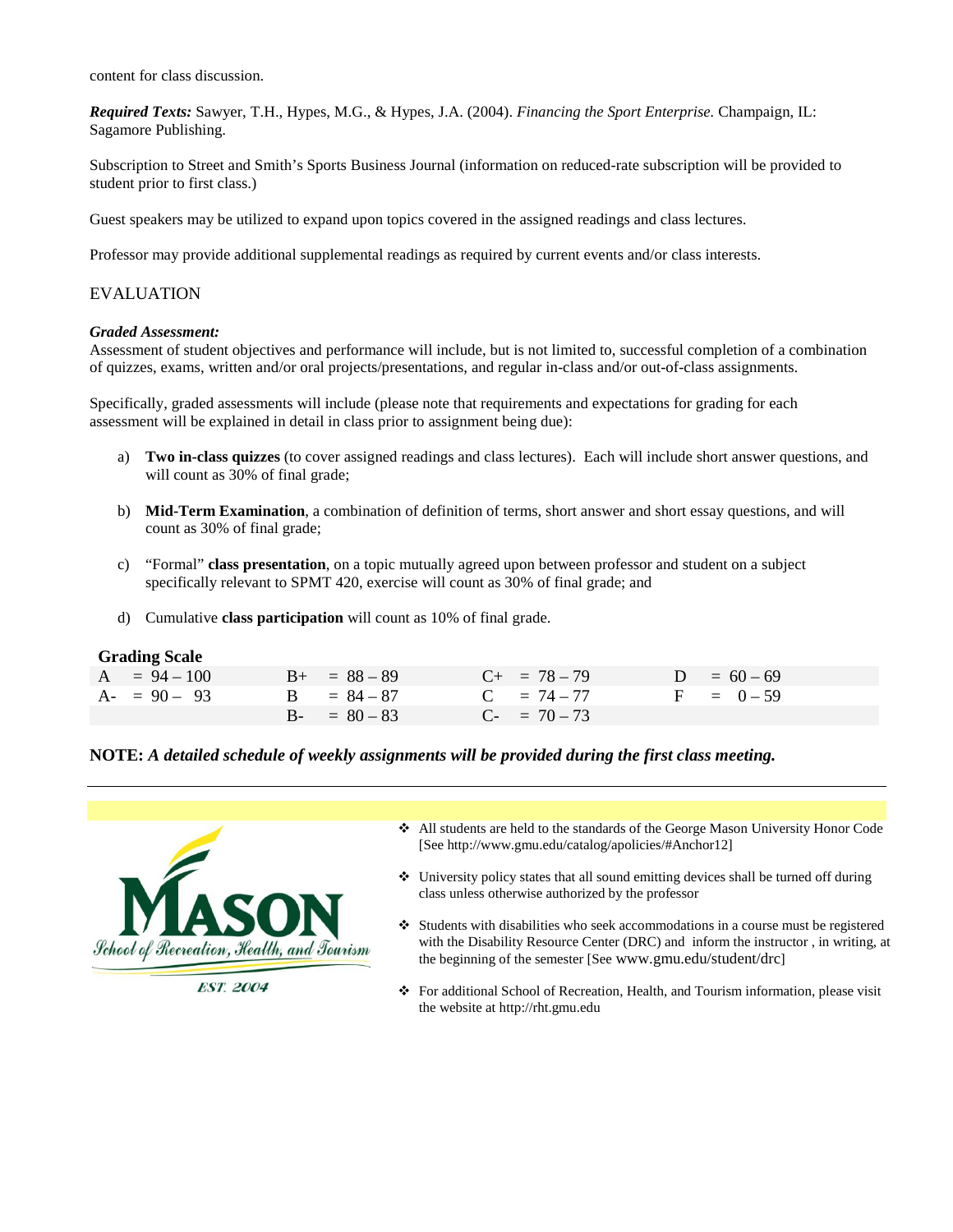content for class discussion.

***Required Texts:*** Sawyer, T.H., Hypes, M.G., & Hypes, J.A. (2004). *Financing the Sport Enterprise.* Champaign, IL: Sagamore Publishing.

Subscription to Street and Smith's Sports Business Journal (information on reduced-rate subscription will be provided to student prior to first class.)

Guest speakers may be utilized to expand upon topics covered in the assigned readings and class lectures.

Professor may provide additional supplemental readings as required by current events and/or class interests.

## EVALUATION

***Graded Assessment:***
Assessment of student objectives and performance will include, but is not limited to, successful completion of a combination of quizzes, exams, written and/or oral projects/presentations, and regular in-class and/or out-of-class assignments.

Specifically, graded assessments will include (please note that requirements and expectations for grading for each assessment will be explained in detail in class prior to assignment being due):

a) **Two in-class quizzes** (to cover assigned readings and class lectures). Each will include short answer questions, and will count as 30% of final grade;

b) **Mid-Term Examination**, a combination of definition of terms, short answer and short essay questions, and will count as 30% of final grade;

c) "Formal" **class presentation**, on a topic mutually agreed upon between professor and student on a subject specifically relevant to SPMT 420, exercise will count as 30% of final grade; and

d) Cumulative **class participation** will count as 10% of final grade.

**Grading Scale**

| | | | |
|---|---|---|---|
| A = 94 – 100 | B+ = 88 – 89 | C+ = 78 – 79 | D = 60 – 69 |
| A- = 90 – 93 | B = 84 – 87 | C = 74 – 77 | F = 0 – 59 |
| | B- = 80 – 83 | C- = 70 – 73 | |

**NOTE:** ***A detailed schedule of weekly assignments will be provided during the first class meeting.***

---

MASON
School of Recreation, Health, and Tourism
EST. 2004

- All students are held to the standards of the George Mason University Honor Code [See http://www.gmu.edu/catalog/apolicies/#Anchor12]
- University policy states that all sound emitting devices shall be turned off during class unless otherwise authorized by the professor
- Students with disabilities who seek accommodations in a course must be registered with the Disability Resource Center (DRC) and inform the instructor , in writing, at the beginning of the semester [See www.gmu.edu/student/drc]
- For additional School of Recreation, Health, and Tourism information, please visit the website at http://rht.gmu.edu